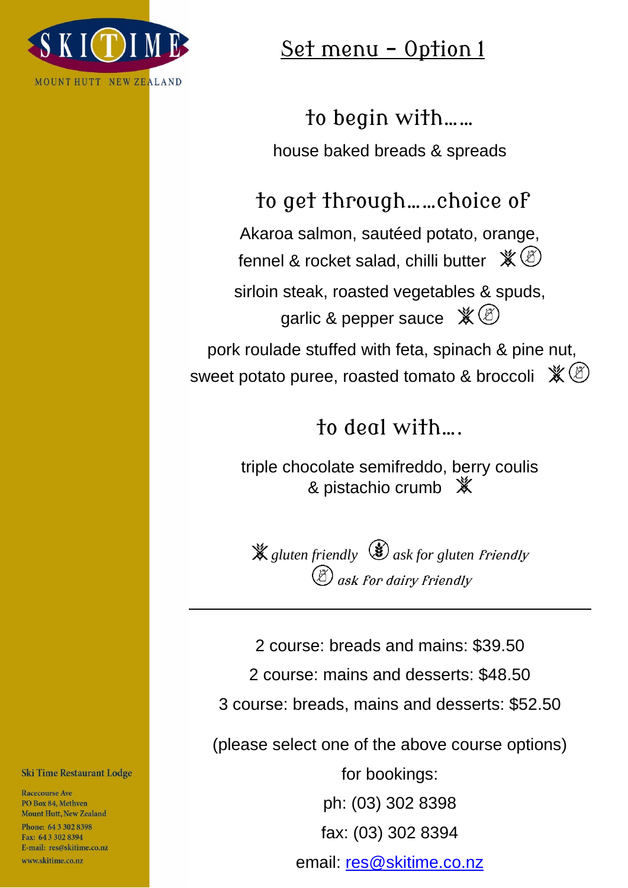SKITIME

MOUNT HUTT NEW ZEALAND

# Set menu – Option 1

## to begin with……

house baked breads & spreads

## to get through……choice of

Akaroa salmon, sautéed potato, orange, fennel & rocket salad, chilli butter

sirloin steak, roasted vegetables & spuds, garlic & pepper sauce

pork roulade stuffed with feta, spinach & pine nut, sweet potato puree, roasted tomato & broccoli

## to deal with….

triple chocolate semifreddo, berry coulis & pistachio crumb

*gluten friendly* *ask for gluten friendly*
*ask for dairy friendly*

---

2 course: breads and mains: $39.50

2 course: mains and desserts: $48.50

3 course: breads, mains and desserts: $52.50

(please select one of the above course options)

for bookings:

ph: (03) 302 8398

fax: (03) 302 8394

email: res@skitime.co.nz

**Ski Time Restaurant Lodge**

Racecourse Ave
PO Box 84, Methven
Mount Hutt, New Zealand
Phone: 64 3 302 8398
Fax: 64 3 302 8394
E-mail: res@skitime.co.nz
www.skitime.co.nz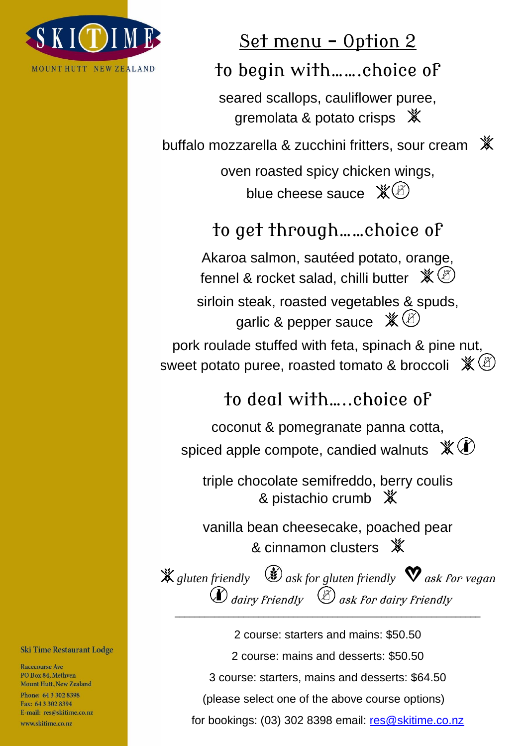SKITIME
MOUNT HUTT NEW ZEALAND

# Set menu – Option 2

## to begin with…….choice of

seared scallops, cauliflower puree, gremolata & potato crisps (gluten friendly)

buffalo mozzarella & zucchini fritters, sour cream (gluten friendly)

oven roasted spicy chicken wings, blue cheese sauce (gluten friendly, ask for dairy friendly)

## to get through……choice of

Akaroa salmon, sautéed potato, orange, fennel & rocket salad, chilli butter (gluten friendly, ask for dairy friendly)

sirloin steak, roasted vegetables & spuds, garlic & pepper sauce (gluten friendly, ask for dairy friendly)

pork roulade stuffed with feta, spinach & pine nut, sweet potato puree, roasted tomato & broccoli (gluten friendly, ask for dairy friendly)

## to deal with…..choice of

coconut & pomegranate panna cotta, spiced apple compote, candied walnuts (gluten friendly, dairy friendly)

triple chocolate semifreddo, berry coulis & pistachio crumb (gluten friendly)

vanilla bean cheesecake, poached pear & cinnamon clusters (gluten friendly)

*gluten friendly* *ask for gluten friendly* *ask for vegan*
*dairy friendly* *ask for dairy friendly*

---

2 course: starters and mains: $50.50

2 course: mains and desserts: $50.50

3 course: starters, mains and desserts: $64.50

(please select one of the above course options)

for bookings: (03) 302 8398 email: res@skitime.co.nz

**Ski Time Restaurant Lodge**

Racecourse Ave
PO Box 84, Methven
Mount Hutt, New Zealand
Phone: 64 3 302 8398
Fax: 64 3 302 8394
E-mail: res@skitime.co.nz
www.skitime.co.nz